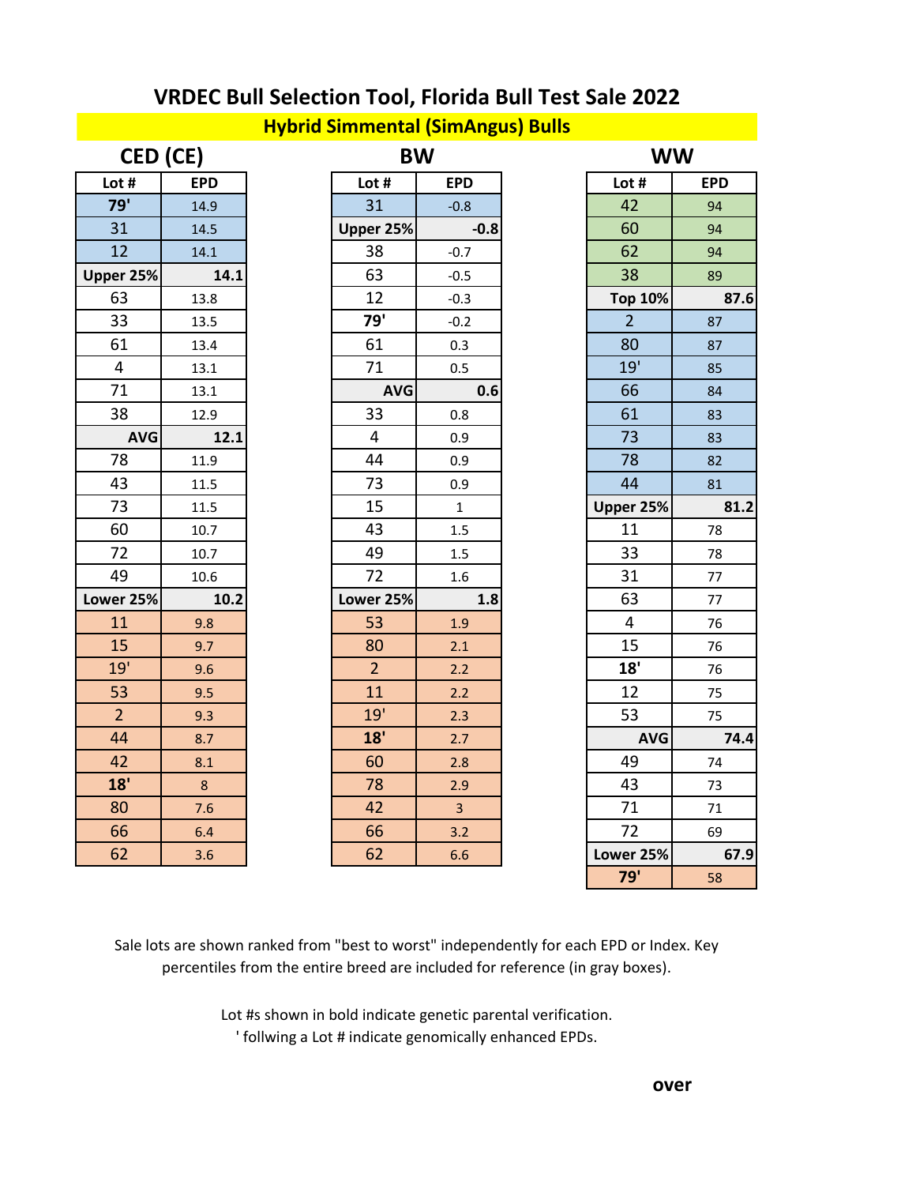# VRDEC Bull Selection Tool, Florida Bull Test Sale 2022

## Hybrid Simmental (SimAngus) Bulls

### CED (CE)

| Lot # | EPD |
|---|---|
| **79'** | 14.9 |
| 31 | 14.5 |
| 12 | 14.1 |
| **Upper 25%** | **14.1** |
| 63 | 13.8 |
| 33 | 13.5 |
| 61 | 13.4 |
| 4 | 13.1 |
| 71 | 13.1 |
| 38 | 12.9 |
| **AVG** | **12.1** |
| 78 | 11.9 |
| 43 | 11.5 |
| 73 | 11.5 |
| 60 | 10.7 |
| 72 | 10.7 |
| 49 | 10.6 |
| **Lower 25%** | **10.2** |
| 11 | 9.8 |
| 15 | 9.7 |
| 19' | 9.6 |
| 53 | 9.5 |
| 2 | 9.3 |
| 44 | 8.7 |
| 42 | 8.1 |
| **18'** | 8 |
| 80 | 7.6 |
| 66 | 6.4 |
| 62 | 3.6 |

### BW

| Lot # | EPD |
|---|---|
| 31 | -0.8 |
| **Upper 25%** | **-0.8** |
| 38 | -0.7 |
| 63 | -0.5 |
| 12 | -0.3 |
| **79'** | -0.2 |
| 61 | 0.3 |
| 71 | 0.5 |
| **AVG** | **0.6** |
| 33 | 0.8 |
| 4 | 0.9 |
| 44 | 0.9 |
| 73 | 0.9 |
| 15 | 1 |
| 43 | 1.5 |
| 49 | 1.5 |
| 72 | 1.6 |
| **Lower 25%** | **1.8** |
| 53 | 1.9 |
| 80 | 2.1 |
| 2 | 2.2 |
| 11 | 2.2 |
| 19' | 2.3 |
| **18'** | 2.7 |
| 60 | 2.8 |
| 78 | 2.9 |
| 42 | 3 |
| 66 | 3.2 |
| 62 | 6.6 |

### WW

| Lot # | EPD |
|---|---|
| 42 | 94 |
| 60 | 94 |
| 62 | 94 |
| 38 | 89 |
| **Top 10%** | **87.6** |
| 2 | 87 |
| 80 | 87 |
| 19' | 85 |
| 66 | 84 |
| 61 | 83 |
| 73 | 83 |
| 78 | 82 |
| 44 | 81 |
| **Upper 25%** | **81.2** |
| 11 | 78 |
| 33 | 78 |
| 31 | 77 |
| 63 | 77 |
| 4 | 76 |
| 15 | 76 |
| **18'** | 76 |
| 12 | 75 |
| 53 | 75 |
| **AVG** | **74.4** |
| 49 | 74 |
| 43 | 73 |
| 71 | 71 |
| 72 | 69 |
| **Lower 25%** | **67.9** |
| **79'** | 58 |

Sale lots are shown ranked from "best to worst" independently for each EPD or Index. Key percentiles from the entire breed are included for reference (in gray boxes).

Lot #s shown in bold indicate genetic parental verification.
' follwing a Lot # indicate genomically enhanced EPDs.

**over**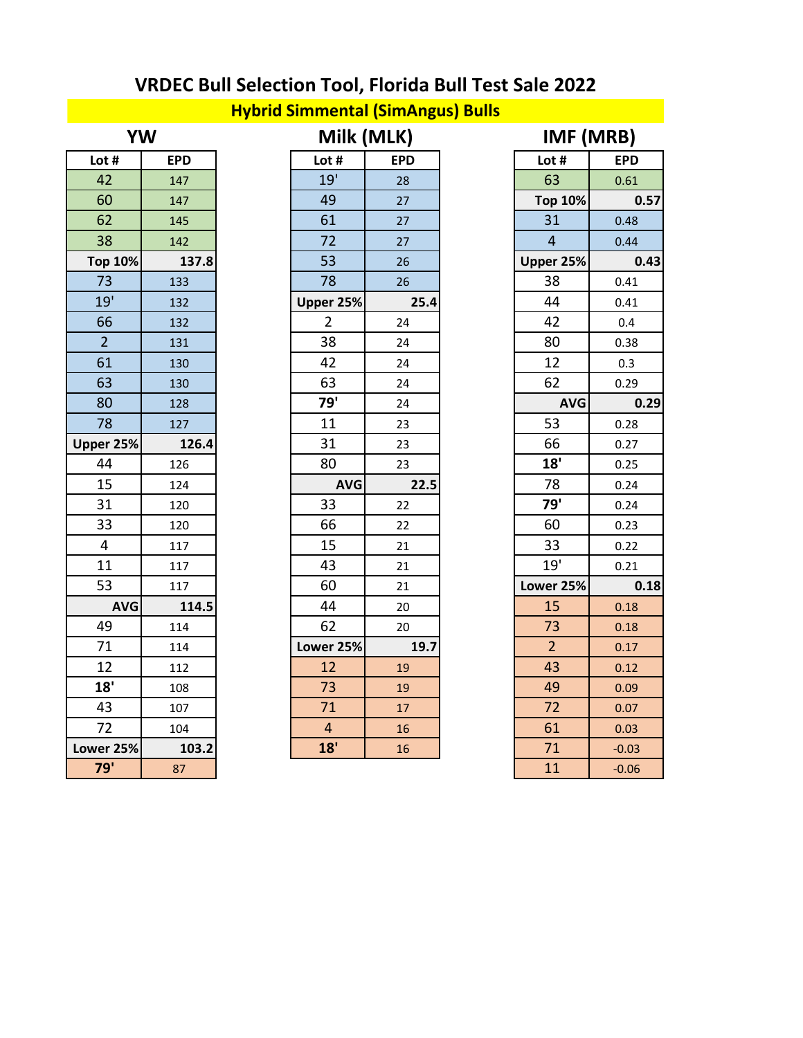# VRDEC Bull Selection Tool, Florida Bull Test Sale 2022

## Hybrid Simmental (SimAngus) Bulls

### YW

| Lot # | EPD |
|---|---|
| 42 | 147 |
| 60 | 147 |
| 62 | 145 |
| 38 | 142 |
| **Top 10%** | **137.8** |
| 73 | 133 |
| 19' | 132 |
| 66 | 132 |
| 2 | 131 |
| 61 | 130 |
| 63 | 130 |
| 80 | 128 |
| 78 | 127 |
| **Upper 25%** | **126.4** |
| 44 | 126 |
| 15 | 124 |
| 31 | 120 |
| 33 | 120 |
| 4 | 117 |
| 11 | 117 |
| 53 | 117 |
| **AVG** | **114.5** |
| 49 | 114 |
| 71 | 114 |
| 12 | 112 |
| **18'** | 108 |
| 43 | 107 |
| 72 | 104 |
| **Lower 25%** | **103.2** |
| **79'** | 87 |

### Milk (MLK)

| Lot # | EPD |
|---|---|
| 19' | 28 |
| 49 | 27 |
| 61 | 27 |
| 72 | 27 |
| 53 | 26 |
| 78 | 26 |
| **Upper 25%** | **25.4** |
| 2 | 24 |
| 38 | 24 |
| 42 | 24 |
| 63 | 24 |
| **79'** | 24 |
| 11 | 23 |
| 31 | 23 |
| 80 | 23 |
| **AVG** | **22.5** |
| 33 | 22 |
| 66 | 22 |
| 15 | 21 |
| 43 | 21 |
| 60 | 21 |
| 44 | 20 |
| 62 | 20 |
| **Lower 25%** | **19.7** |
| 12 | 19 |
| 73 | 19 |
| 71 | 17 |
| 4 | 16 |
| **18'** | 16 |

### IMF (MRB)

| Lot # | EPD |
|---|---|
| 63 | 0.61 |
| **Top 10%** | **0.57** |
| 31 | 0.48 |
| 4 | 0.44 |
| **Upper 25%** | **0.43** |
| 38 | 0.41 |
| 44 | 0.41 |
| 42 | 0.4 |
| 80 | 0.38 |
| 12 | 0.3 |
| 62 | 0.29 |
| **AVG** | **0.29** |
| 53 | 0.28 |
| 66 | 0.27 |
| **18'** | 0.25 |
| 78 | 0.24 |
| **79'** | 0.24 |
| 60 | 0.23 |
| 33 | 0.22 |
| 19' | 0.21 |
| **Lower 25%** | **0.18** |
| 15 | 0.18 |
| 73 | 0.18 |
| 2 | 0.17 |
| 43 | 0.12 |
| 49 | 0.09 |
| 72 | 0.07 |
| 61 | 0.03 |
| 71 | -0.03 |
| 11 | -0.06 |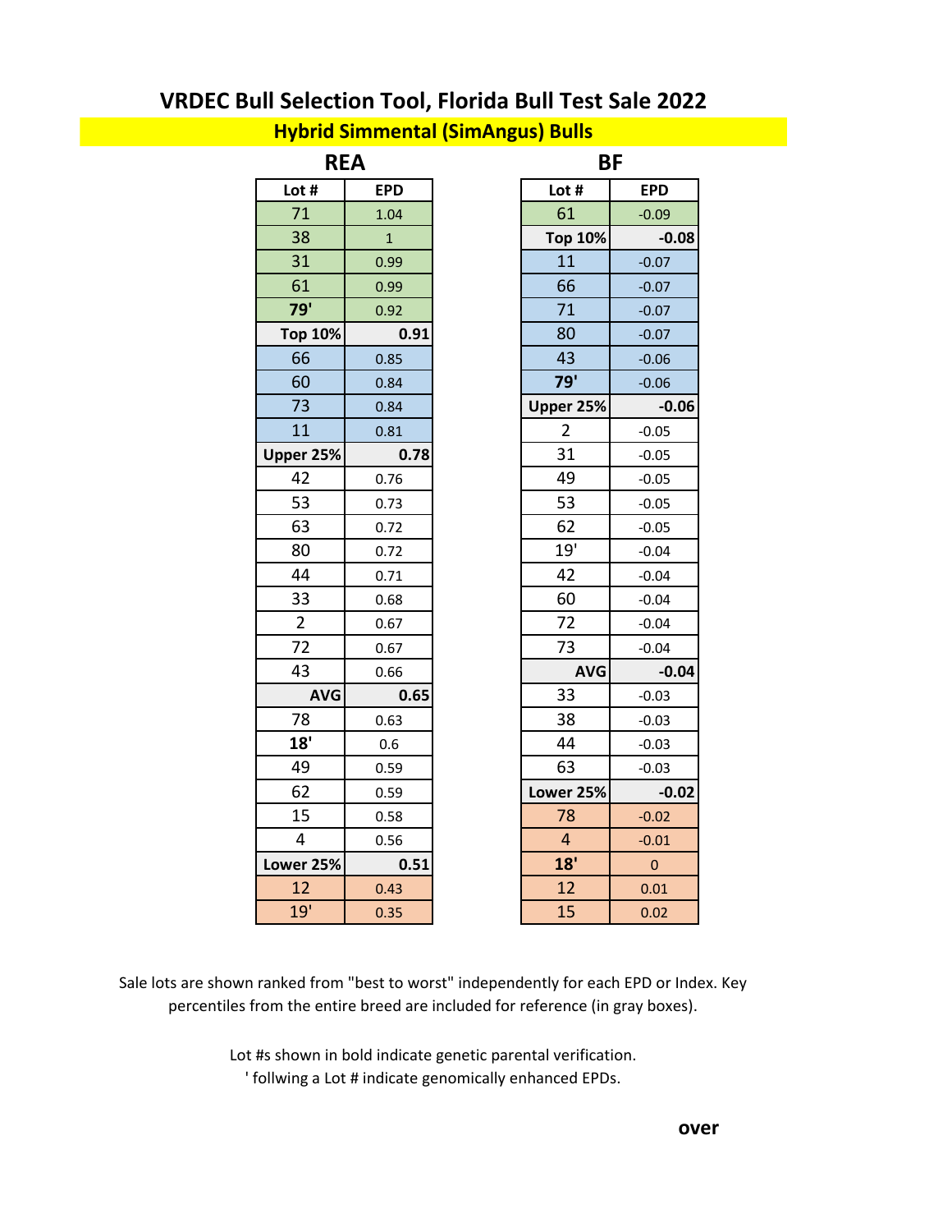# VRDEC Bull Selection Tool, Florida Bull Test Sale 2022

## Hybrid Simmental (SimAngus) Bulls

### REA

| Lot # | EPD |
|---|---|
| 71 | 1.04 |
| 38 | 1 |
| 31 | 0.99 |
| 61 | 0.99 |
| **79'** | 0.92 |
| **Top 10%** | **0.91** |
| 66 | 0.85 |
| 60 | 0.84 |
| 73 | 0.84 |
| 11 | 0.81 |
| **Upper 25%** | **0.78** |
| 42 | 0.76 |
| 53 | 0.73 |
| 63 | 0.72 |
| 80 | 0.72 |
| 44 | 0.71 |
| 33 | 0.68 |
| 2 | 0.67 |
| 72 | 0.67 |
| 43 | 0.66 |
| **AVG** | **0.65** |
| 78 | 0.63 |
| **18'** | 0.6 |
| 49 | 0.59 |
| 62 | 0.59 |
| 15 | 0.58 |
| 4 | 0.56 |
| **Lower 25%** | **0.51** |
| 12 | 0.43 |
| 19' | 0.35 |

### BF

| Lot # | EPD |
|---|---|
| 61 | -0.09 |
| **Top 10%** | **-0.08** |
| 11 | -0.07 |
| 66 | -0.07 |
| 71 | -0.07 |
| 80 | -0.07 |
| 43 | -0.06 |
| **79'** | -0.06 |
| **Upper 25%** | **-0.06** |
| 2 | -0.05 |
| 31 | -0.05 |
| 49 | -0.05 |
| 53 | -0.05 |
| 62 | -0.05 |
| 19' | -0.04 |
| 42 | -0.04 |
| 60 | -0.04 |
| 72 | -0.04 |
| 73 | -0.04 |
| **AVG** | **-0.04** |
| 33 | -0.03 |
| 38 | -0.03 |
| 44 | -0.03 |
| 63 | -0.03 |
| **Lower 25%** | **-0.02** |
| 78 | -0.02 |
| 4 | -0.01 |
| **18'** | 0 |
| 12 | 0.01 |
| 15 | 0.02 |

Sale lots are shown ranked from "best to worst" independently for each EPD or Index. Key percentiles from the entire breed are included for reference (in gray boxes).

Lot #s shown in bold indicate genetic parental verification.
' follwing a Lot # indicate genomically enhanced EPDs.

**over**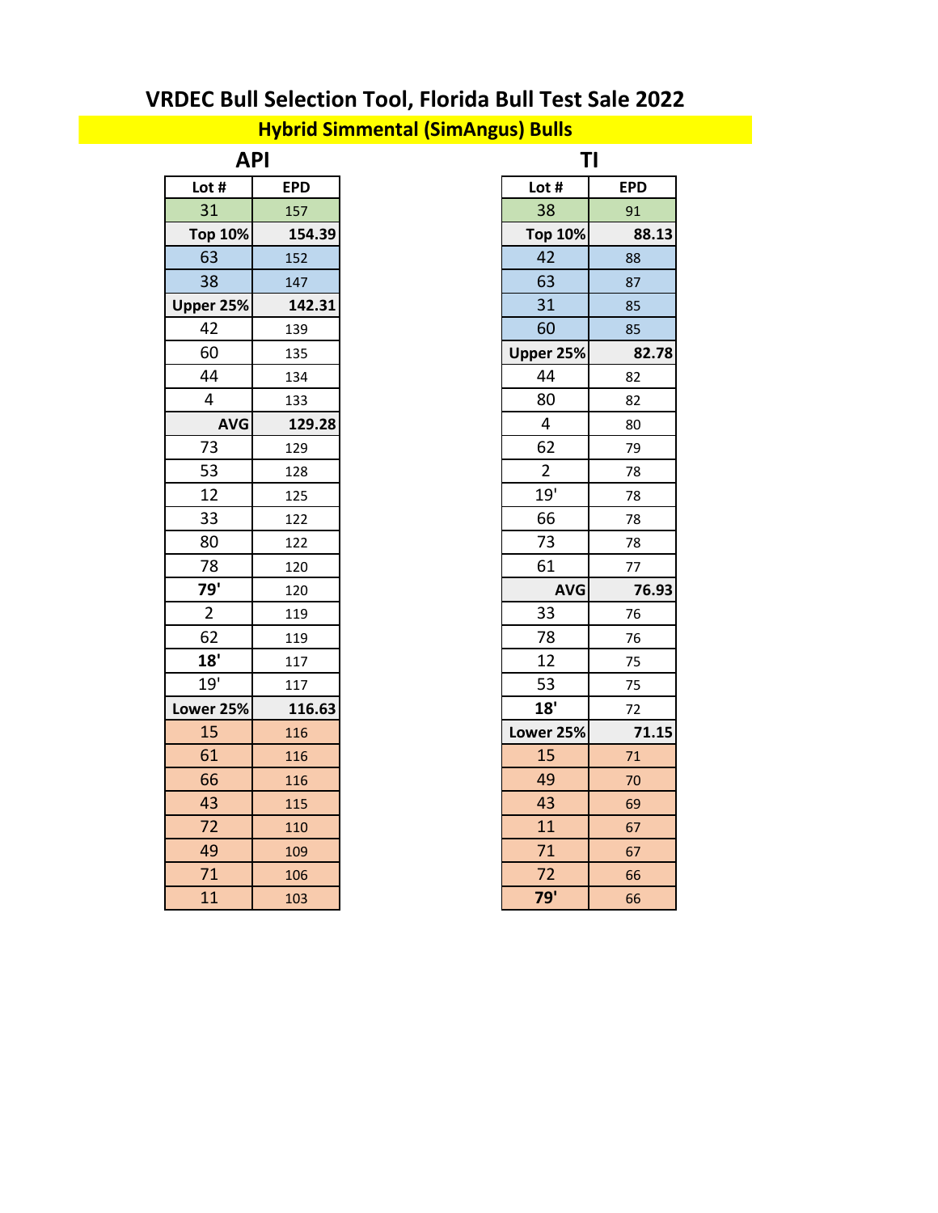# VRDEC Bull Selection Tool, Florida Bull Test Sale 2022

## Hybrid Simmental (SimAngus) Bulls

### API

| Lot # | EPD |
|---|---|
| 31 | 157 |
| **Top 10%** | **154.39** |
| 63 | 152 |
| 38 | 147 |
| **Upper 25%** | **142.31** |
| 42 | 139 |
| 60 | 135 |
| 44 | 134 |
| 4 | 133 |
| **AVG** | **129.28** |
| 73 | 129 |
| 53 | 128 |
| 12 | 125 |
| 33 | 122 |
| 80 | 122 |
| 78 | 120 |
| **79'** | 120 |
| 2 | 119 |
| 62 | 119 |
| **18'** | 117 |
| 19' | 117 |
| **Lower 25%** | **116.63** |
| 15 | 116 |
| 61 | 116 |
| 66 | 116 |
| 43 | 115 |
| 72 | 110 |
| 49 | 109 |
| 71 | 106 |
| 11 | 103 |

### TI

| Lot # | EPD |
|---|---|
| 38 | 91 |
| **Top 10%** | **88.13** |
| 42 | 88 |
| 63 | 87 |
| 31 | 85 |
| 60 | 85 |
| **Upper 25%** | **82.78** |
| 44 | 82 |
| 80 | 82 |
| 4 | 80 |
| 62 | 79 |
| 2 | 78 |
| 19' | 78 |
| 66 | 78 |
| 73 | 78 |
| 61 | 77 |
| **AVG** | **76.93** |
| 33 | 76 |
| 78 | 76 |
| 12 | 75 |
| 53 | 75 |
| **18'** | 72 |
| **Lower 25%** | **71.15** |
| 15 | 71 |
| 49 | 70 |
| 43 | 69 |
| 11 | 67 |
| 71 | 67 |
| 72 | 66 |
| **79'** | 66 |